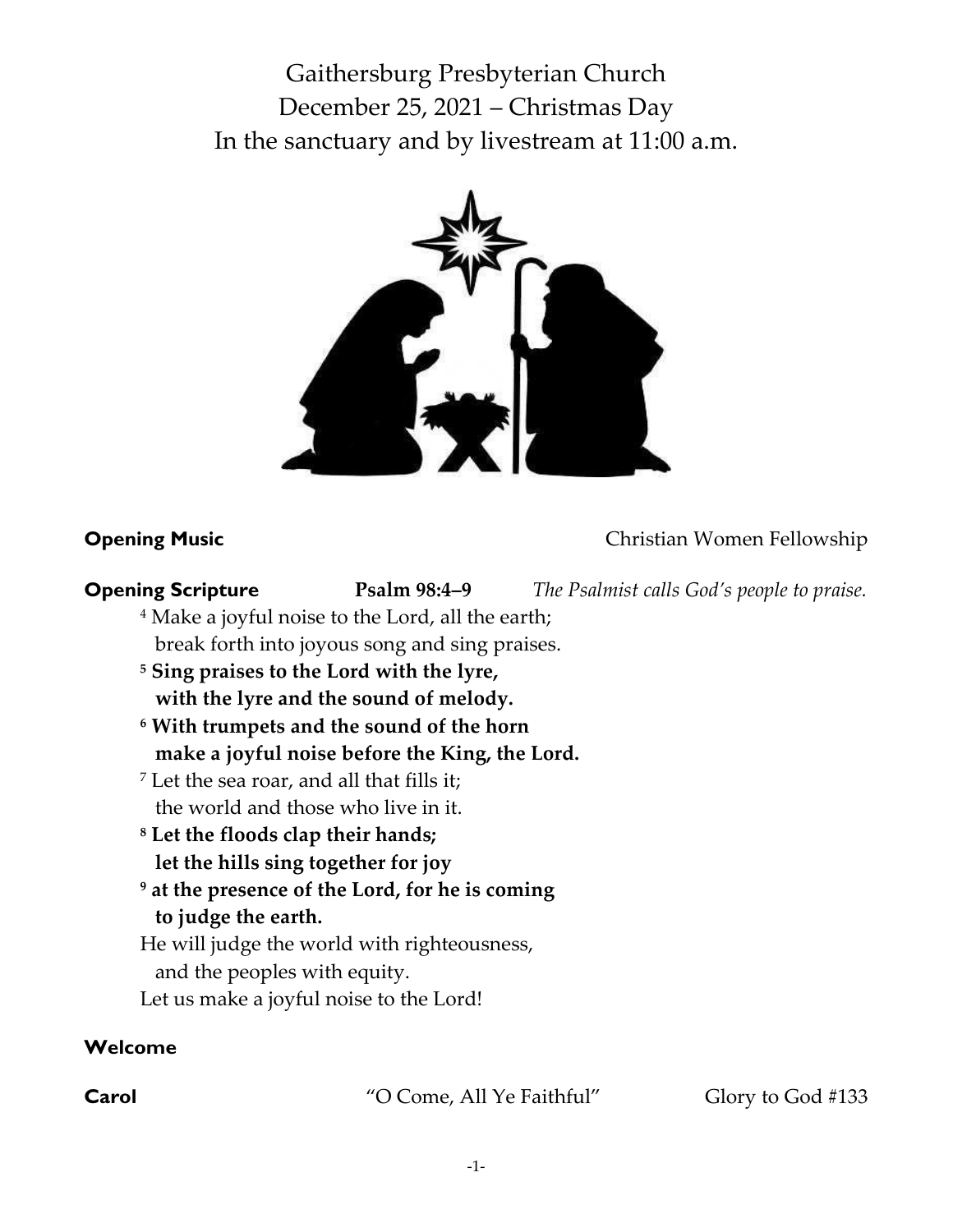# Gaithersburg Presbyterian Church
## December 25, 2021 – Christmas Day
## In the sanctuary and by livestream at 11:00 a.m.

**Opening Music** Christian Women Fellowship

**Opening Scripture** **Psalm 98:4–9** *The Psalmist calls God's people to praise.*

[4] Make a joyful noise to the Lord, all the earth;
break forth into joyous song and sing praises.

**[5] Sing praises to the Lord with the lyre,**
**with the lyre and the sound of melody.**

**[6] With trumpets and the sound of the horn**
**make a joyful noise before the King, the Lord.**

[7] Let the sea roar, and all that fills it;
the world and those who live in it.

**[8] Let the floods clap their hands;**
**let the hills sing together for joy**

**[9] at the presence of the Lord, for he is coming**
**to judge the earth.**

He will judge the world with righteousness,
and the peoples with equity.
Let us make a joyful noise to the Lord!

**Welcome**

**Carol** "O Come, All Ye Faithful" Glory to God #133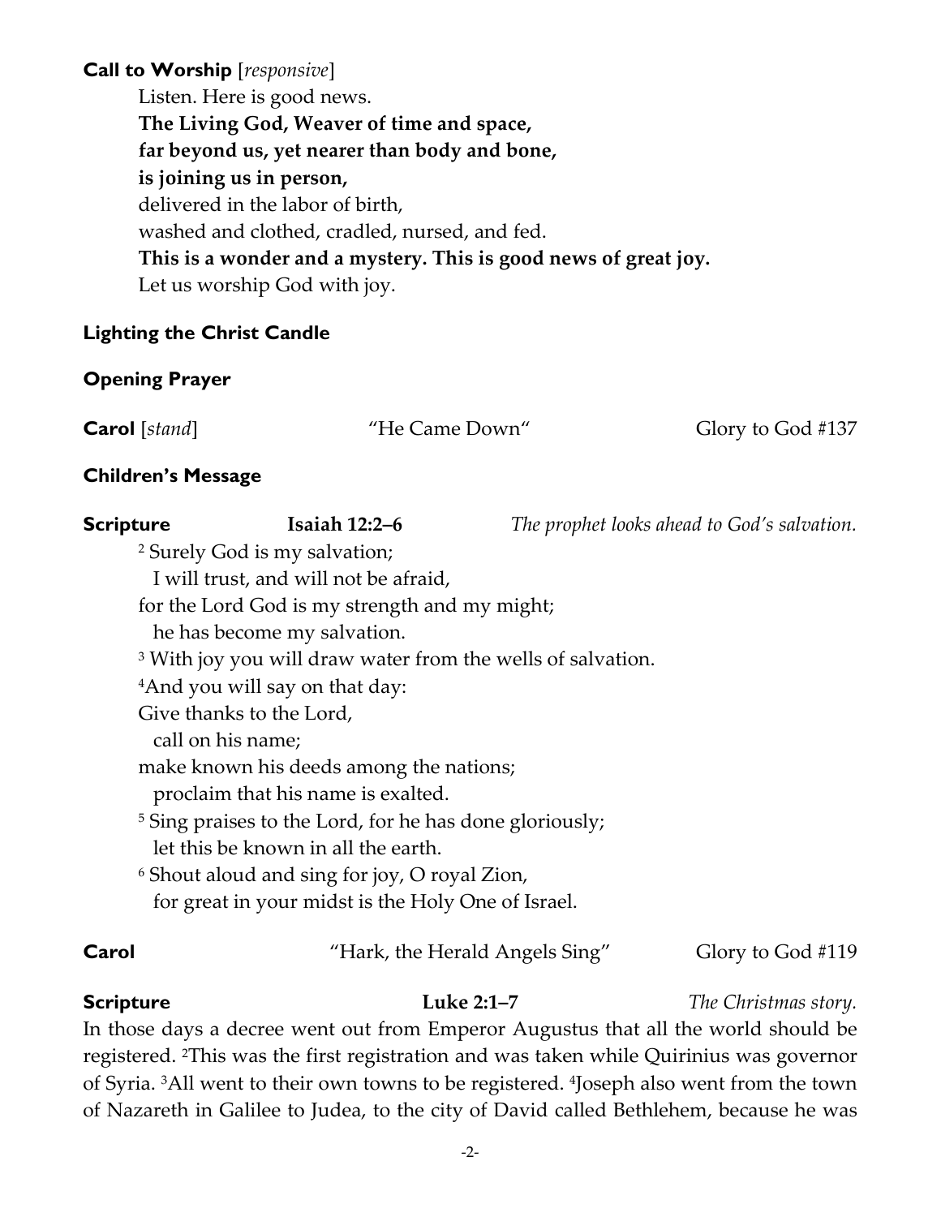**Call to Worship** [*responsive*]

Listen. Here is good news.
**The Living God, Weaver of time and space,**
**far beyond us, yet nearer than body and bone,**
**is joining us in person,**
delivered in the labor of birth,
washed and clothed, cradled, nursed, and fed.
**This is a wonder and a mystery. This is good news of great joy.**
Let us worship God with joy.

**Lighting the Christ Candle**

**Opening Prayer**

**Carol** [*stand*] "He Came Down" Glory to God #137

**Children's Message**

**Scripture** **Isaiah 12:2–6** *The prophet looks ahead to God's salvation.*

[2] Surely God is my salvation;
  I will trust, and will not be afraid,
for the Lord God is my strength and my might;
  he has become my salvation.
[3] With joy you will draw water from the wells of salvation.
[4]And you will say on that day:
Give thanks to the Lord,
  call on his name;
make known his deeds among the nations;
  proclaim that his name is exalted.
[5] Sing praises to the Lord, for he has done gloriously;
  let this be known in all the earth.
[6] Shout aloud and sing for joy, O royal Zion,
  for great in your midst is the Holy One of Israel.

**Carol** "Hark, the Herald Angels Sing" Glory to God #119

**Scripture** **Luke 2:1–7** *The Christmas story.*

In those days a decree went out from Emperor Augustus that all the world should be registered. [2]This was the first registration and was taken while Quirinius was governor of Syria. [3]All went to their own towns to be registered. [4]Joseph also went from the town of Nazareth in Galilee to Judea, to the city of David called Bethlehem, because he was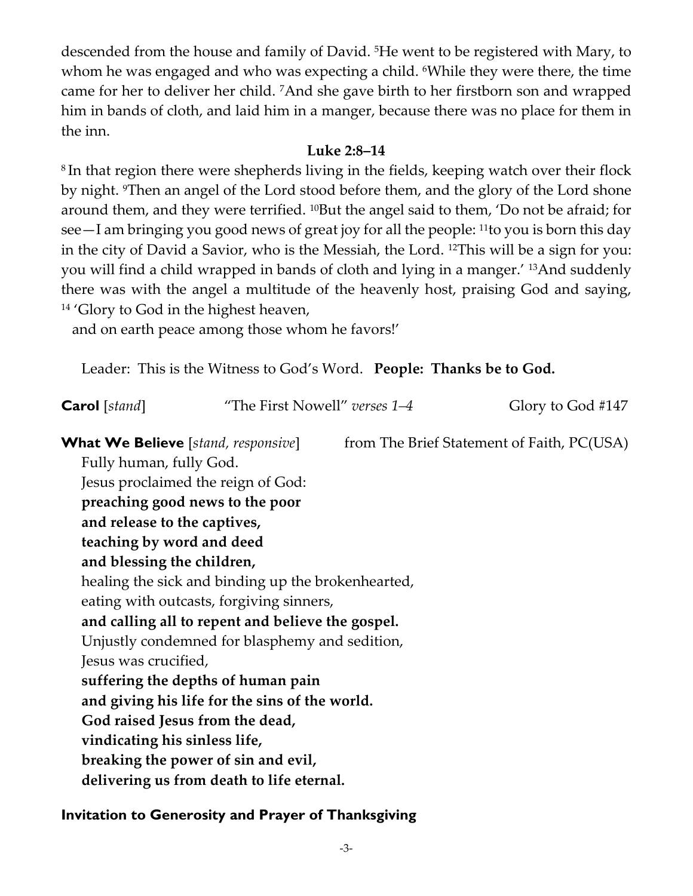descended from the house and family of David. [5]He went to be registered with Mary, to whom he was engaged and who was expecting a child. [6]While they were there, the time came for her to deliver her child. [7]And she gave birth to her firstborn son and wrapped him in bands of cloth, and laid him in a manger, because there was no place for them in the inn.

**Luke 2:8–14**

[8] In that region there were shepherds living in the fields, keeping watch over their flock by night. [9]Then an angel of the Lord stood before them, and the glory of the Lord shone around them, and they were terrified. [10]But the angel said to them, 'Do not be afraid; for see—I am bringing you good news of great joy for all the people: [11]to you is born this day in the city of David a Savior, who is the Messiah, the Lord. [12]This will be a sign for you: you will find a child wrapped in bands of cloth and lying in a manger.' [13]And suddenly there was with the angel a multitude of the heavenly host, praising God and saying,
[14] 'Glory to God in the highest heaven,
and on earth peace among those whom he favors!'

Leader: This is the Witness to God's Word. **People: Thanks be to God.**

**Carol** [*stand*] "The First Nowell" *verses 1–4* Glory to God #147

**What We Believe** [*stand, responsive*] from The Brief Statement of Faith, PC(USA)

Fully human, fully God.
Jesus proclaimed the reign of God:
**preaching good news to the poor**
**and release to the captives,**
**teaching by word and deed**
**and blessing the children,**
healing the sick and binding up the brokenhearted,
eating with outcasts, forgiving sinners,
**and calling all to repent and believe the gospel.**
Unjustly condemned for blasphemy and sedition,
Jesus was crucified,
**suffering the depths of human pain**
**and giving his life for the sins of the world.**
**God raised Jesus from the dead,**
**vindicating his sinless life,**
**breaking the power of sin and evil,**
**delivering us from death to life eternal.**

**Invitation to Generosity and Prayer of Thanksgiving**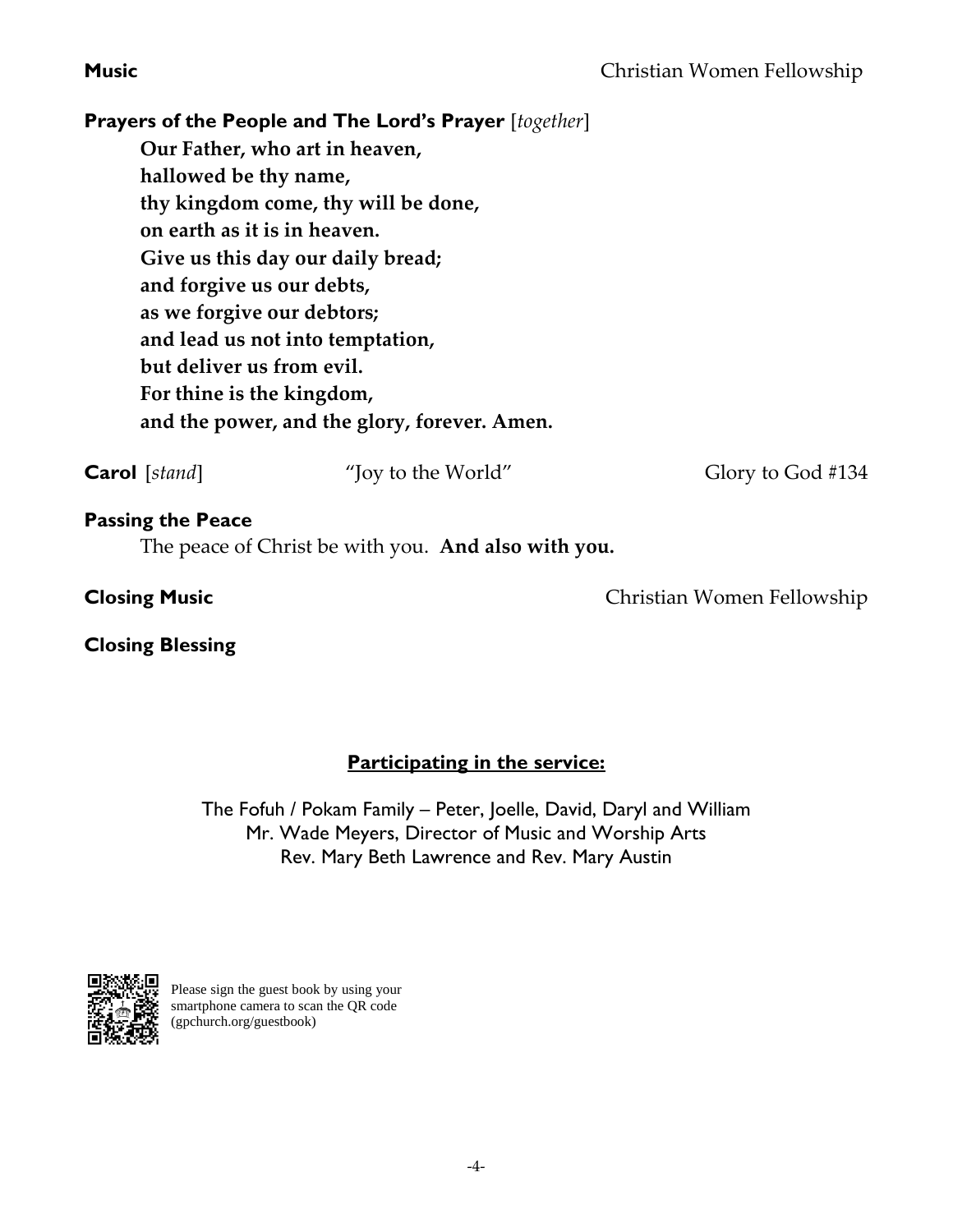**Music** Christian Women Fellowship

**Prayers of the People and The Lord's Prayer** [*together*]

**Our Father, who art in heaven,**
**hallowed be thy name,**
**thy kingdom come, thy will be done,**
**on earth as it is in heaven.**
**Give us this day our daily bread;**
**and forgive us our debts,**
**as we forgive our debtors;**
**and lead us not into temptation,**
**but deliver us from evil.**
**For thine is the kingdom,**
**and the power, and the glory, forever. Amen.**

**Carol** [*stand*] "Joy to the World" Glory to God #134

**Passing the Peace**

The peace of Christ be with you. **And also with you.**

**Closing Music** Christian Women Fellowship

**Closing Blessing**

**<u>Participating in the service:</u>**

The Fofuh / Pokam Family – Peter, Joelle, David, Daryl and William
Mr. Wade Meyers, Director of Music and Worship Arts
Rev. Mary Beth Lawrence and Rev. Mary Austin

Please sign the guest book by using your smartphone camera to scan the QR code (gpchurch.org/guestbook)